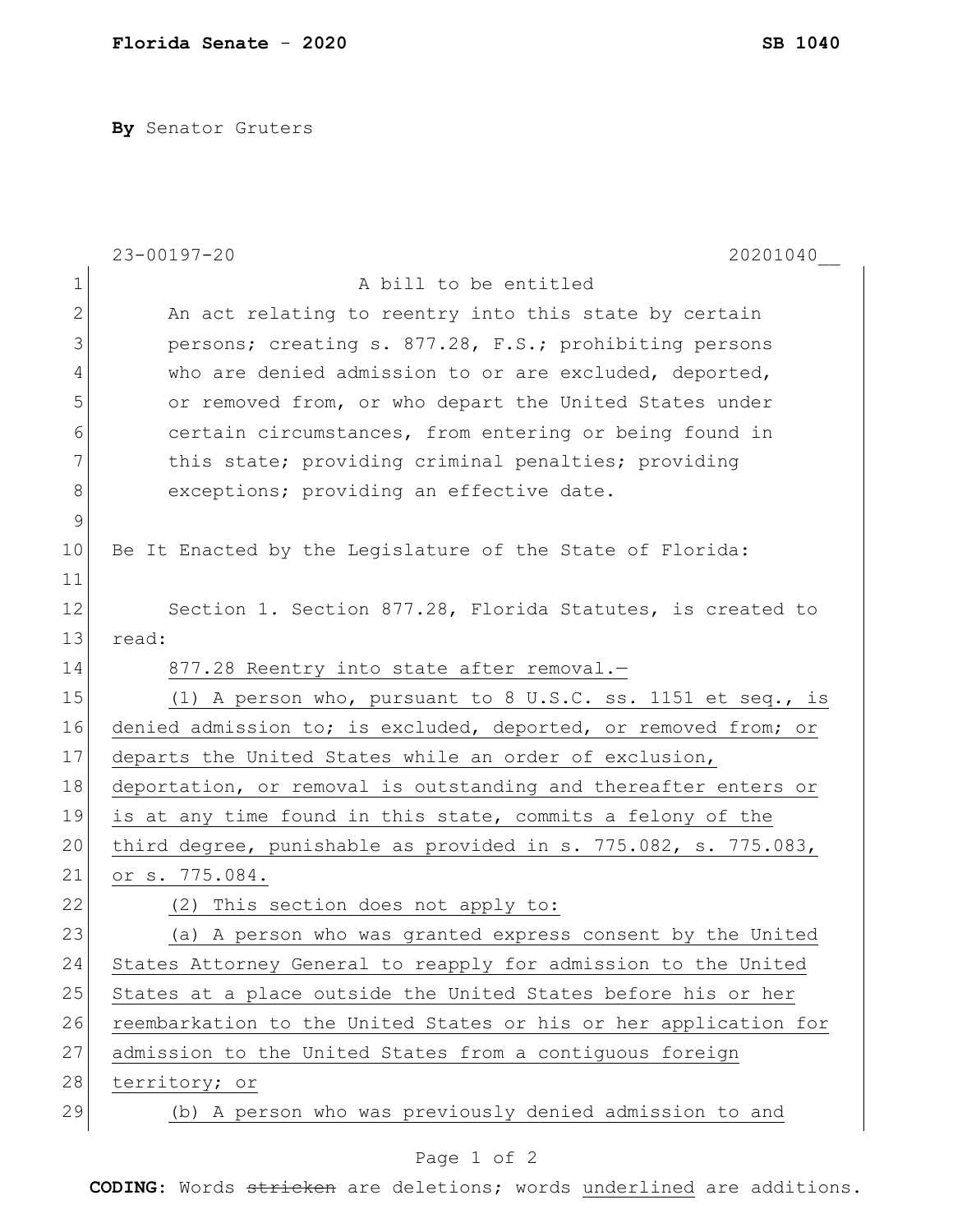**Florida Senate - 2020** **SB 1040**

**By** Senator Gruters

23-00197-20 20201040__

A bill to be entitled

An act relating to reentry into this state by certain persons; creating s. 877.28, F.S.; prohibiting persons who are denied admission to or are excluded, deported, or removed from, or who depart the United States under certain circumstances, from entering or being found in this state; providing criminal penalties; providing exceptions; providing an effective date.

Be It Enacted by the Legislature of the State of Florida:

Section 1. Section 877.28, Florida Statutes, is created to read:

877.28 Reentry into state after removal.—

(1) A person who, pursuant to 8 U.S.C. ss. 1151 et seq., is denied admission to; is excluded, deported, or removed from; or departs the United States while an order of exclusion, deportation, or removal is outstanding and thereafter enters or is at any time found in this state, commits a felony of the third degree, punishable as provided in s. 775.082, s. 775.083, or s. 775.084.

(2) This section does not apply to:

(a) A person who was granted express consent by the United States Attorney General to reapply for admission to the United States at a place outside the United States before his or her reembarkation to the United States or his or her application for admission to the United States from a contiguous foreign territory; or

(b) A person who was previously denied admission to and

**CODING:** Words ~~stricken~~ are deletions; words underlined are additions.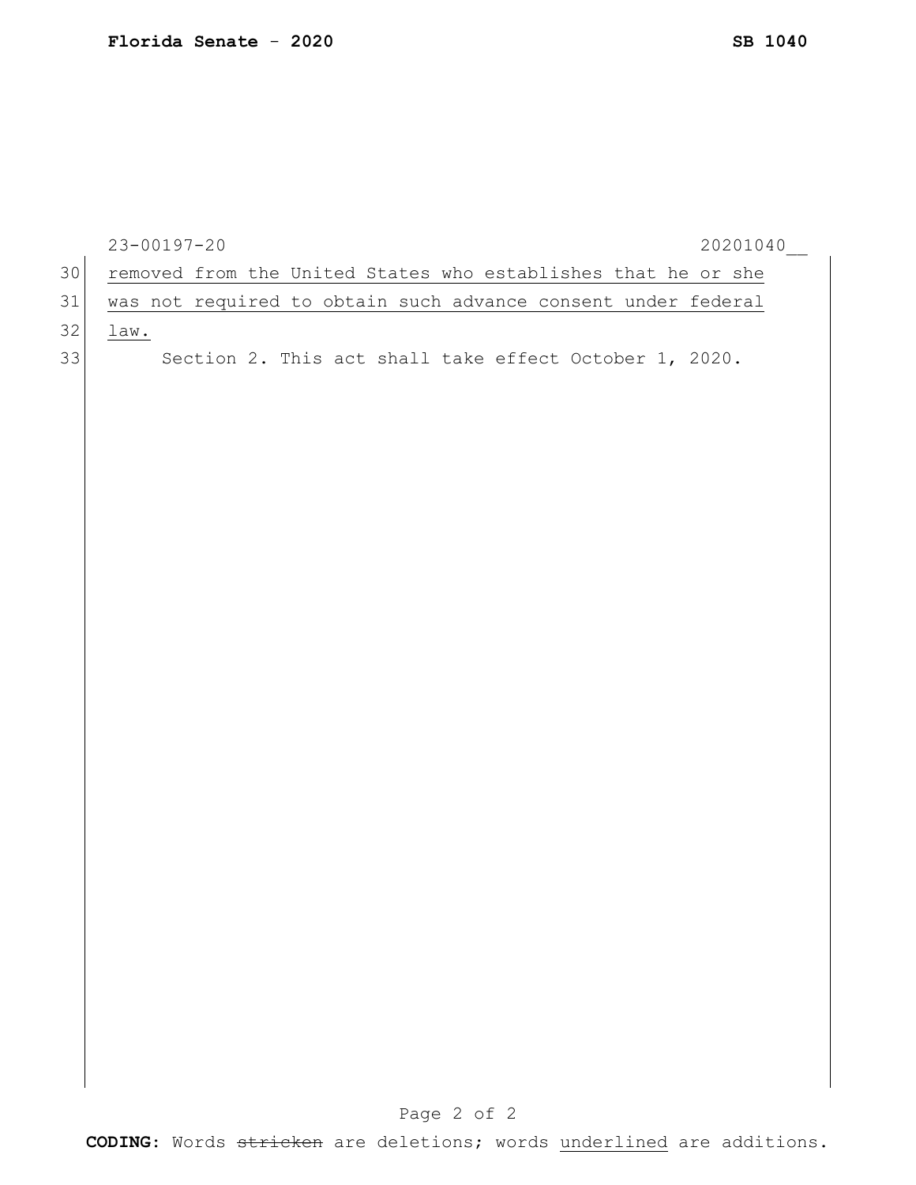23-00197-20 20201040__

30 removed from the United States who establishes that he or she
31 was not required to obtain such advance consent under federal
32 law.
33 Section 2. This act shall take effect October 1, 2020.

**CODING:** Words ~~stricken~~ are deletions; words underlined are additions.